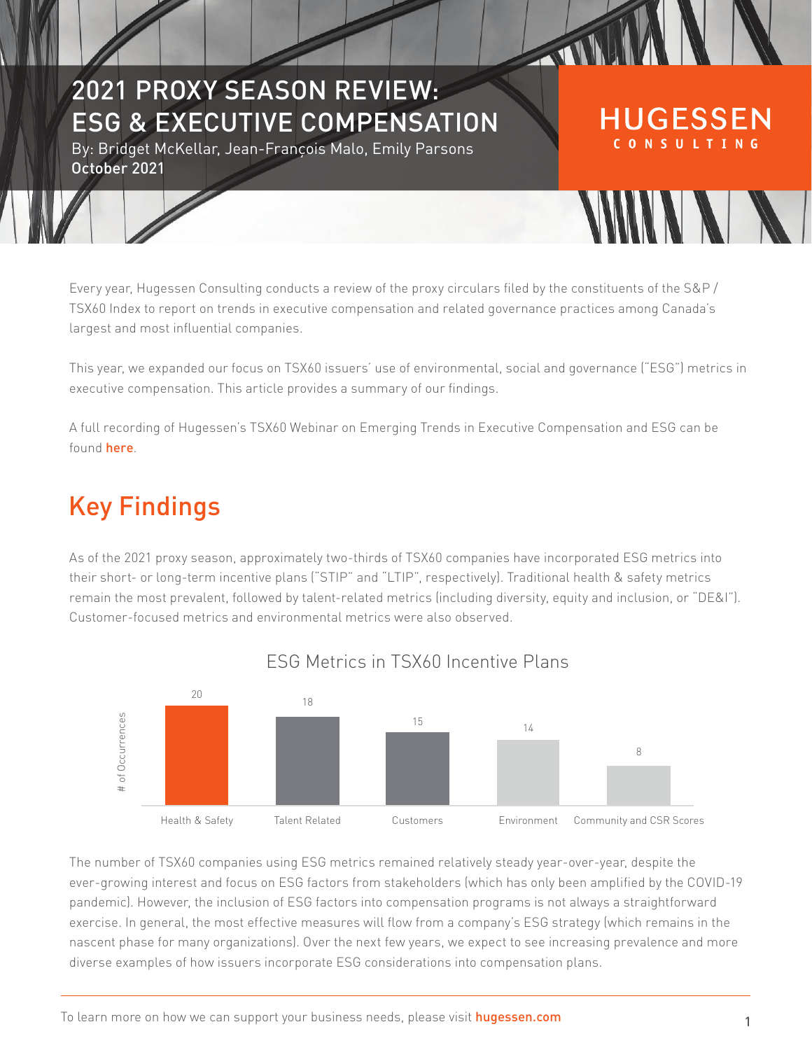# 2021 PROXY SEASON REVIEW: ESG & EXECUTIVE COMPENSATION

HUGESSEN CONSULTING

By: Bridget McKellar, Jean-François Malo, Emily Parsons
October 2021

Every year, Hugessen Consulting conducts a review of the proxy circulars filed by the constituents of the S&P / TSX60 Index to report on trends in executive compensation and related governance practices among Canada's largest and most influential companies.

This year, we expanded our focus on TSX60 issuers' use of environmental, social and governance ("ESG") metrics in executive compensation. This article provides a summary of our findings.

A full recording of Hugessen's TSX60 Webinar on Emerging Trends in Executive Compensation and ESG can be found here.

## Key Findings

As of the 2021 proxy season, approximately two-thirds of TSX60 companies have incorporated ESG metrics into their short- or long-term incentive plans ("STIP" and "LTIP", respectively). Traditional health & safety metrics remain the most prevalent, followed by talent-related metrics (including diversity, equity and inclusion, or "DE&I"). Customer-focused metrics and environmental metrics were also observed.

ESG Metrics in TSX60 Incentive Plans

| ESG Metric | # of Occurrences |
| --- | --- |
| Health & Safety | 20 |
| Talent Related | 18 |
| Customers | 15 |
| Environment | 14 |
| Community and CSR Scores | 8 |

The number of TSX60 companies using ESG metrics remained relatively steady year-over-year, despite the ever-growing interest and focus on ESG factors from stakeholders (which has only been amplified by the COVID-19 pandemic). However, the inclusion of ESG factors into compensation programs is not always a straightforward exercise. In general, the most effective measures will flow from a company's ESG strategy (which remains in the nascent phase for many organizations). Over the next few years, we expect to see increasing prevalence and more diverse examples of how issuers incorporate ESG considerations into compensation plans.

To learn more on how we can support your business needs, please visit hugessen.com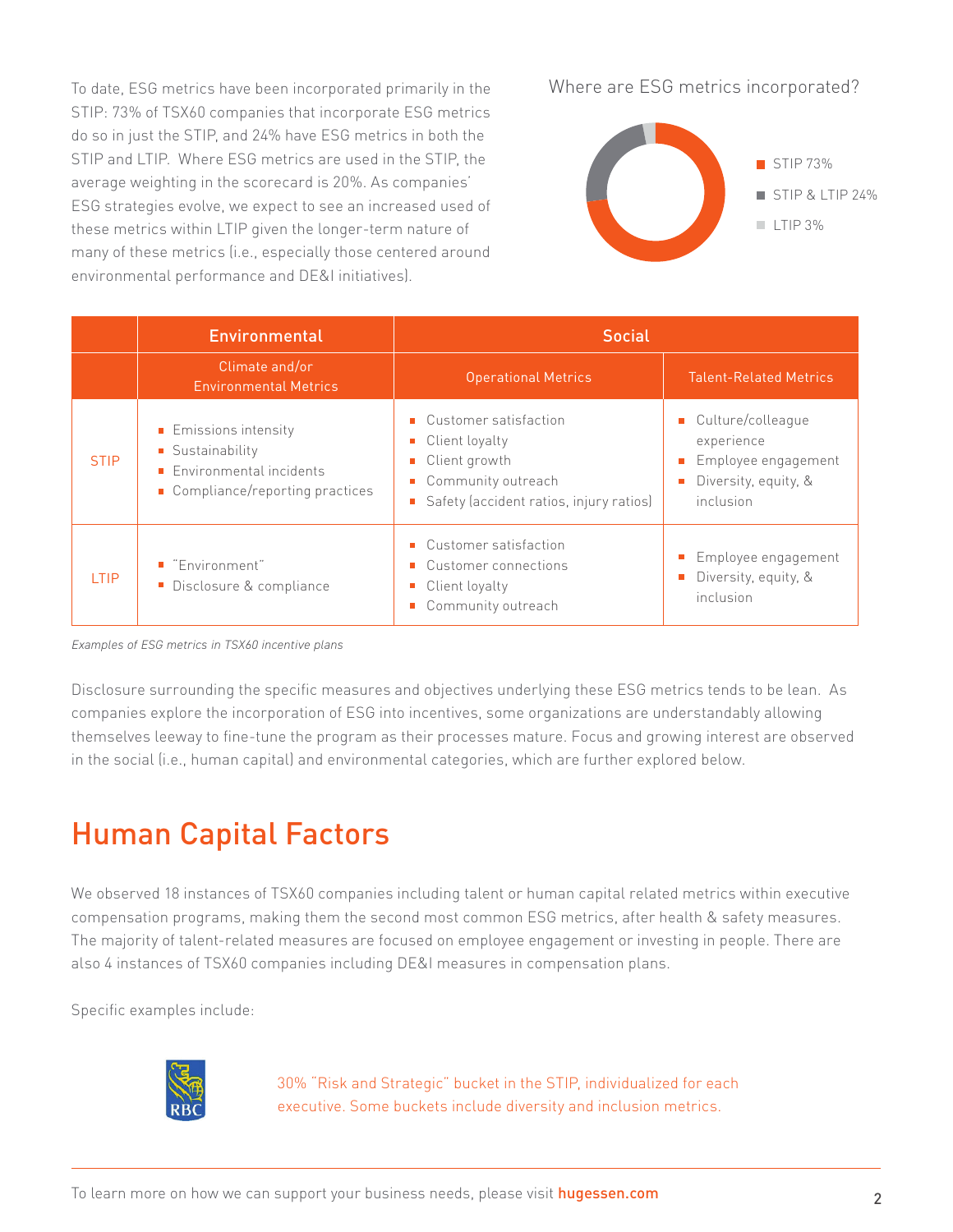To date, ESG metrics have been incorporated primarily in the STIP: 73% of TSX60 companies that incorporate ESG metrics do so in just the STIP, and 24% have ESG metrics in both the STIP and LTIP. Where ESG metrics are used in the STIP, the average weighting in the scorecard is 20%. As companies' ESG strategies evolve, we expect to see an increased used of these metrics within LTIP given the longer-term nature of many of these metrics (i.e., especially those centered around environmental performance and DE&I initiatives).

Where are ESG metrics incorporated?

- STIP 73%
- STIP & LTIP 24%
- LTIP 3%

| | Environmental | Social | |
|---|---|---|---|
| | Climate and/or Environmental Metrics | Operational Metrics | Talent-Related Metrics |
| STIP | ▪ Emissions intensity<br>▪ Sustainability<br>▪ Environmental incidents<br>▪ Compliance/reporting practices | ▪ Customer satisfaction<br>▪ Client loyalty<br>▪ Client growth<br>▪ Community outreach<br>▪ Safety (accident ratios, injury ratios) | ▪ Culture/colleague experience<br>▪ Employee engagement<br>▪ Diversity, equity, & inclusion |
| LTIP | ▪ "Environment"<br>▪ Disclosure & compliance | ▪ Customer satisfaction<br>▪ Customer connections<br>▪ Client loyalty<br>▪ Community outreach | ▪ Employee engagement<br>▪ Diversity, equity, & inclusion |

*Examples of ESG metrics in TSX60 incentive plans*

Disclosure surrounding the specific measures and objectives underlying these ESG metrics tends to be lean. As companies explore the incorporation of ESG into incentives, some organizations are understandably allowing themselves leeway to fine-tune the program as their processes mature. Focus and growing interest are observed in the social (i.e., human capital) and environmental categories, which are further explored below.

## Human Capital Factors

We observed 18 instances of TSX60 companies including talent or human capital related metrics within executive compensation programs, making them the second most common ESG metrics, after health & safety measures. The majority of talent-related measures are focused on employee engagement or investing in people. There are also 4 instances of TSX60 companies including DE&I measures in compensation plans.

Specific examples include:

RBC

30% "Risk and Strategic" bucket in the STIP, individualized for each executive. Some buckets include diversity and inclusion metrics.

To learn more on how we can support your business needs, please visit **hugessen.com**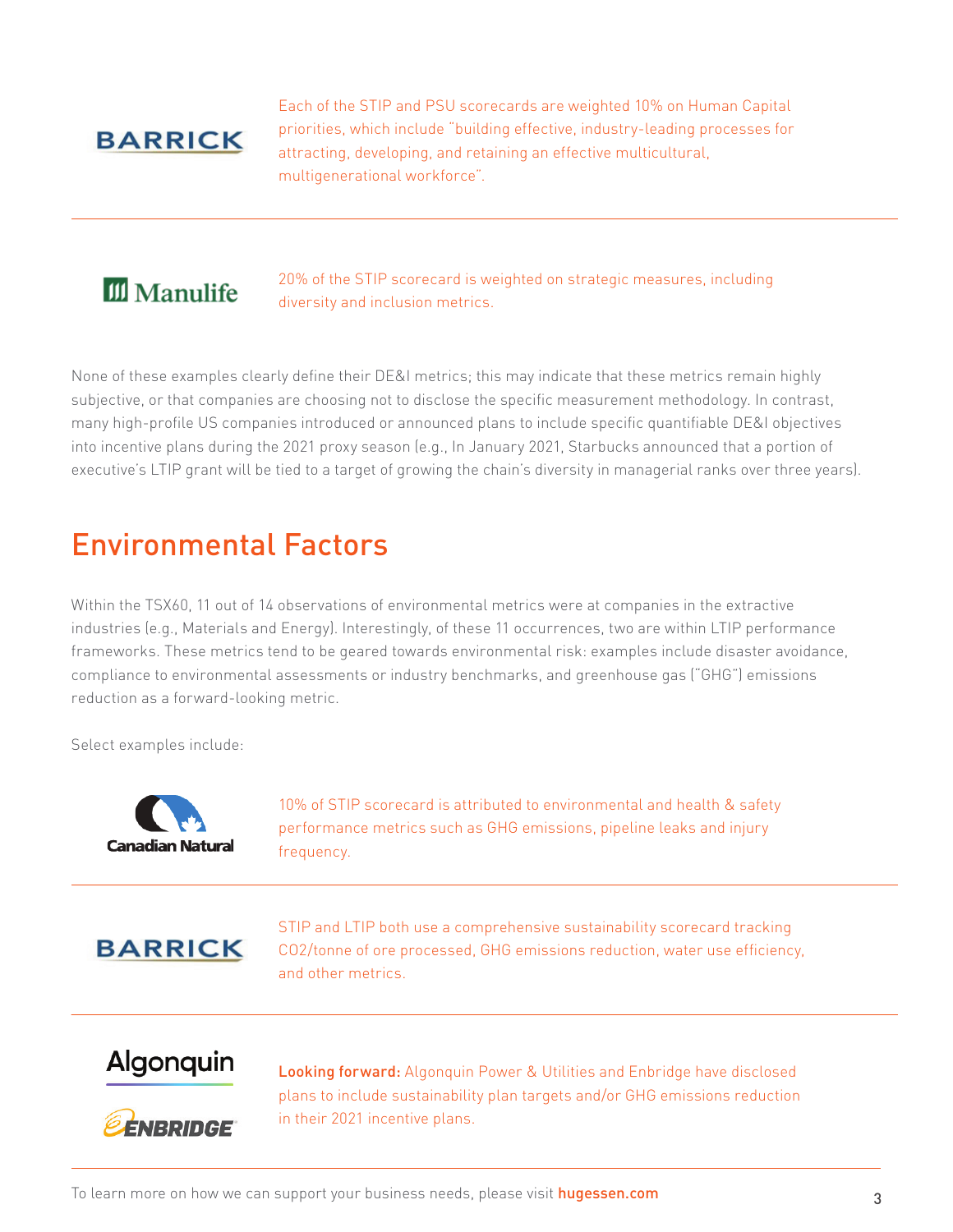**BARRICK**

Each of the STIP and PSU scorecards are weighted 10% on Human Capital priorities, which include "building effective, industry-leading processes for attracting, developing, and retaining an effective multicultural, multigenerational workforce".

---

**Manulife**

20% of the STIP scorecard is weighted on strategic measures, including diversity and inclusion metrics.

None of these examples clearly define their DE&I metrics; this may indicate that these metrics remain highly subjective, or that companies are choosing not to disclose the specific measurement methodology. In contrast, many high-profile US companies introduced or announced plans to include specific quantifiable DE&I objectives into incentive plans during the 2021 proxy season (e.g., In January 2021, Starbucks announced that a portion of executive's LTIP grant will be tied to a target of growing the chain's diversity in managerial ranks over three years).

## Environmental Factors

Within the TSX60, 11 out of 14 observations of environmental metrics were at companies in the extractive industries (e.g., Materials and Energy). Interestingly, of these 11 occurrences, two are within LTIP performance frameworks. These metrics tend to be geared towards environmental risk: examples include disaster avoidance, compliance to environmental assessments or industry benchmarks, and greenhouse gas ("GHG") emissions reduction as a forward-looking metric.

Select examples include:

**Canadian Natural**

10% of STIP scorecard is attributed to environmental and health & safety performance metrics such as GHG emissions, pipeline leaks and injury frequency.

---

**BARRICK**

STIP and LTIP both use a comprehensive sustainability scorecard tracking CO2/tonne of ore processed, GHG emissions reduction, water use efficiency, and other metrics.

---

**Algonquin**

**ENBRIDGE**

**Looking forward:** Algonquin Power & Utilities and Enbridge have disclosed plans to include sustainability plan targets and/or GHG emissions reduction in their 2021 incentive plans.

To learn more on how we can support your business needs, please visit **hugessen.com**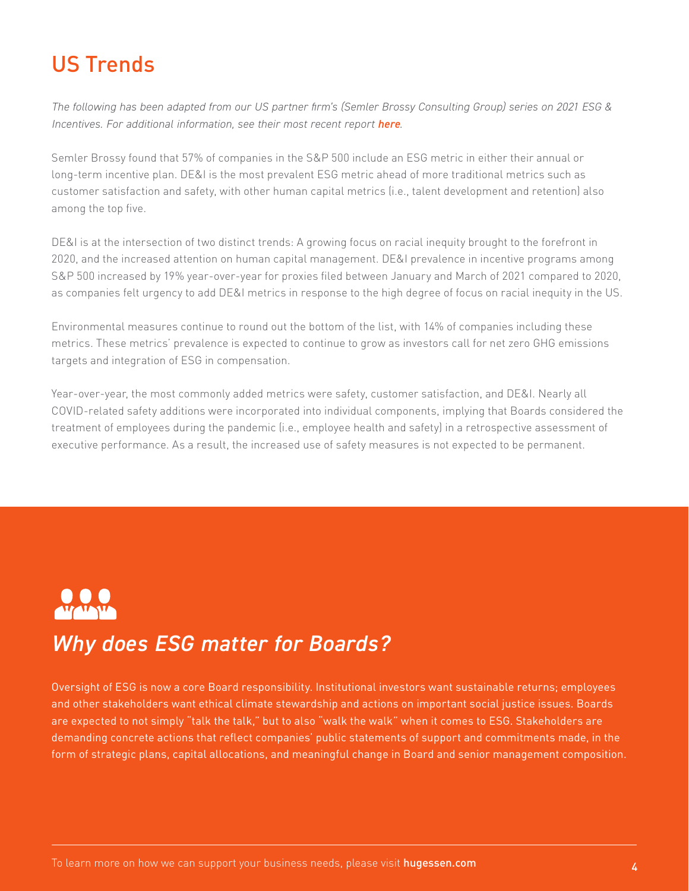# US Trends

*The following has been adapted from our US partner firm's (Semler Brossy Consulting Group) series on 2021 ESG & Incentives. For additional information, see their most recent report **here**.*

Semler Brossy found that 57% of companies in the S&P 500 include an ESG metric in either their annual or long-term incentive plan. DE&I is the most prevalent ESG metric ahead of more traditional metrics such as customer satisfaction and safety, with other human capital metrics (i.e., talent development and retention) also among the top five.

DE&I is at the intersection of two distinct trends: A growing focus on racial inequity brought to the forefront in 2020, and the increased attention on human capital management. DE&I prevalence in incentive programs among S&P 500 increased by 19% year-over-year for proxies filed between January and March of 2021 compared to 2020, as companies felt urgency to add DE&I metrics in response to the high degree of focus on racial inequity in the US.

Environmental measures continue to round out the bottom of the list, with 14% of companies including these metrics. These metrics' prevalence is expected to continue to grow as investors call for net zero GHG emissions targets and integration of ESG in compensation.

Year-over-year, the most commonly added metrics were safety, customer satisfaction, and DE&I. Nearly all COVID-related safety additions were incorporated into individual components, implying that Boards considered the treatment of employees during the pandemic (i.e., employee health and safety) in a retrospective assessment of executive performance. As a result, the increased use of safety measures is not expected to be permanent.

## *Why does ESG matter for Boards?*

Oversight of ESG is now a core Board responsibility. Institutional investors want sustainable returns; employees and other stakeholders want ethical climate stewardship and actions on important social justice issues. Boards are expected to not simply "talk the talk," but to also "walk the walk" when it comes to ESG. Stakeholders are demanding concrete actions that reflect companies' public statements of support and commitments made, in the form of strategic plans, capital allocations, and meaningful change in Board and senior management composition.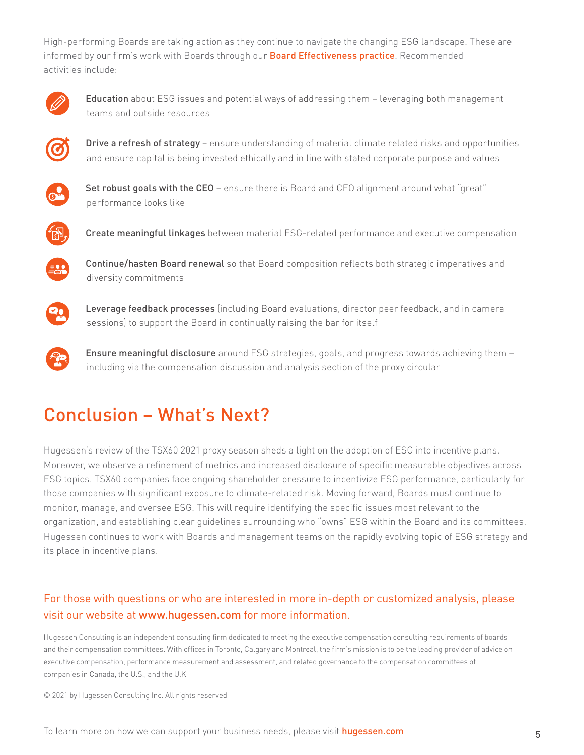High-performing Boards are taking action as they continue to navigate the changing ESG landscape. These are informed by our firm's work with Boards through our **Board Effectiveness practice**. Recommended activities include:

- **Education** about ESG issues and potential ways of addressing them – leveraging both management teams and outside resources
- **Drive a refresh of strategy** – ensure understanding of material climate related risks and opportunities and ensure capital is being invested ethically and in line with stated corporate purpose and values
- **Set robust goals with the CEO** – ensure there is Board and CEO alignment around what "great" performance looks like
- **Create meaningful linkages** between material ESG-related performance and executive compensation
- **Continue/hasten Board renewal** so that Board composition reflects both strategic imperatives and diversity commitments
- **Leverage feedback processes** (including Board evaluations, director peer feedback, and in camera sessions) to support the Board in continually raising the bar for itself
- **Ensure meaningful disclosure** around ESG strategies, goals, and progress towards achieving them – including via the compensation discussion and analysis section of the proxy circular

## Conclusion – What's Next?

Hugessen's review of the TSX60 2021 proxy season sheds a light on the adoption of ESG into incentive plans. Moreover, we observe a refinement of metrics and increased disclosure of specific measurable objectives across ESG topics. TSX60 companies face ongoing shareholder pressure to incentivize ESG performance, particularly for those companies with significant exposure to climate-related risk. Moving forward, Boards must continue to monitor, manage, and oversee ESG. This will require identifying the specific issues most relevant to the organization, and establishing clear guidelines surrounding who "owns" ESG within the Board and its committees. Hugessen continues to work with Boards and management teams on the rapidly evolving topic of ESG strategy and its place in incentive plans.

---

For those with questions or who are interested in more in-depth or customized analysis, please visit our website at **www.hugessen.com** for more information.

Hugessen Consulting is an independent consulting firm dedicated to meeting the executive compensation consulting requirements of boards and their compensation committees. With offices in Toronto, Calgary and Montreal, the firm's mission is to be the leading provider of advice on executive compensation, performance measurement and assessment, and related governance to the compensation committees of companies in Canada, the U.S., and the U.K

© 2021 by Hugessen Consulting Inc. All rights reserved

---

To learn more on how we can support your business needs, please visit **hugessen.com**